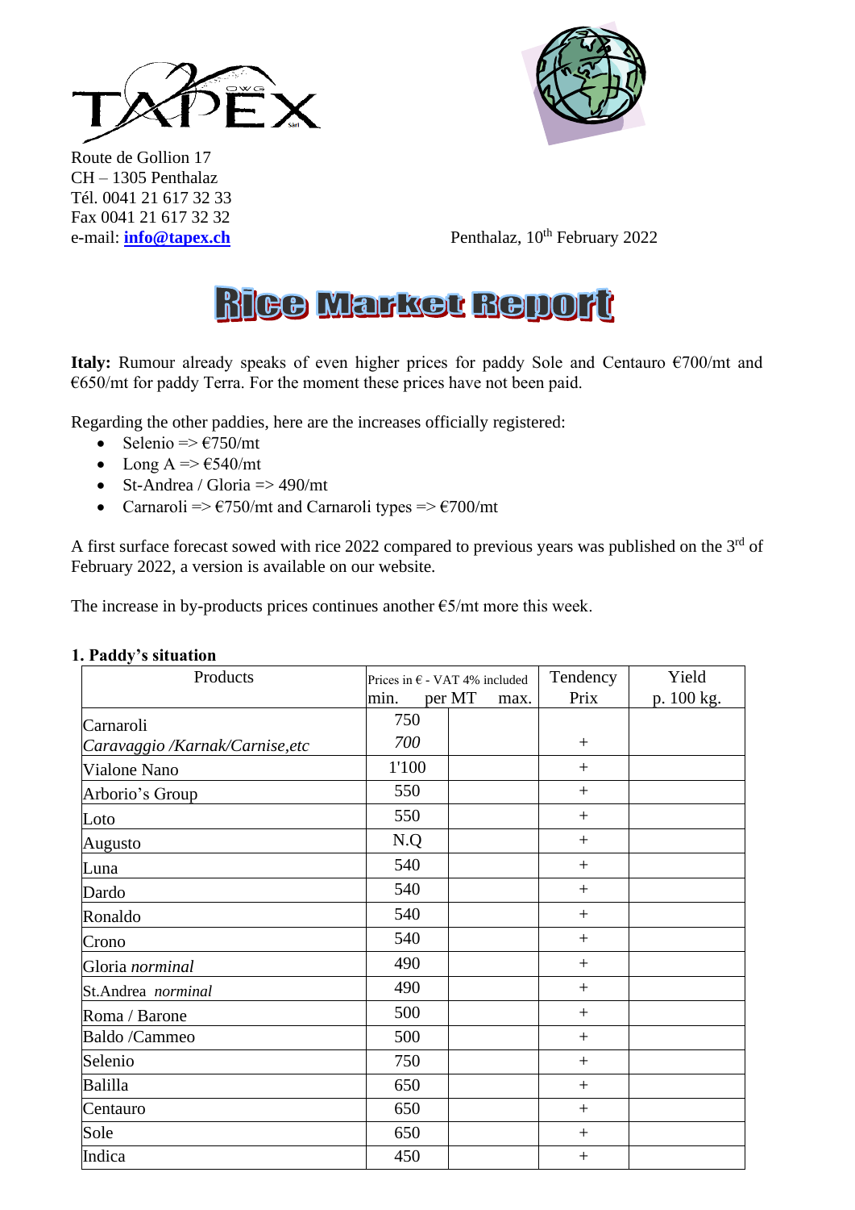Route de Gollion 17
CH – 1305 Penthalaz
Tél. 0041 21 617 32 33
Fax 0041 21 617 32 32
e-mail: **info@tapex.ch**

Penthalaz, 10th February 2022

# Rice Market Report

**Italy:** Rumour already speaks of even higher prices for paddy Sole and Centauro €700/mt and €650/mt for paddy Terra. For the moment these prices have not been paid.

Regarding the other paddies, here are the increases officially registered:

- Selenio => €750/mt
- Long A => €540/mt
- St-Andrea / Gloria => 490/mt
- Carnaroli => €750/mt and Carnaroli types => €700/mt

A first surface forecast sowed with rice 2022 compared to previous years was published on the 3rd of February 2022, a version is available on our website.

The increase in by-products prices continues another €5/mt more this week.

## 1. Paddy's situation

| Products | Prices in € - VAT 4% included min. per MT | max. | Tendency Prix | Yield p. 100 kg. |
|---|---|---|---|---|
| Carnaroli | 750 | | | |
| *Caravaggio /Karnak/Carnise,etc* | *700* | | + | |
| Vialone Nano | 1'100 | | + | |
| Arborio's Group | 550 | | + | |
| Loto | 550 | | + | |
| Augusto | N.Q | | + | |
| Luna | 540 | | + | |
| Dardo | 540 | | + | |
| Ronaldo | 540 | | + | |
| Crono | 540 | | + | |
| Gloria *norminal* | 490 | | + | |
| St.Andrea *norminal* | 490 | | + | |
| Roma / Barone | 500 | | + | |
| Baldo /Cammeo | 500 | | + | |
| Selenio | 750 | | + | |
| Balilla | 650 | | + | |
| Centauro | 650 | | + | |
| Sole | 650 | | + | |
| Indica | 450 | | + | |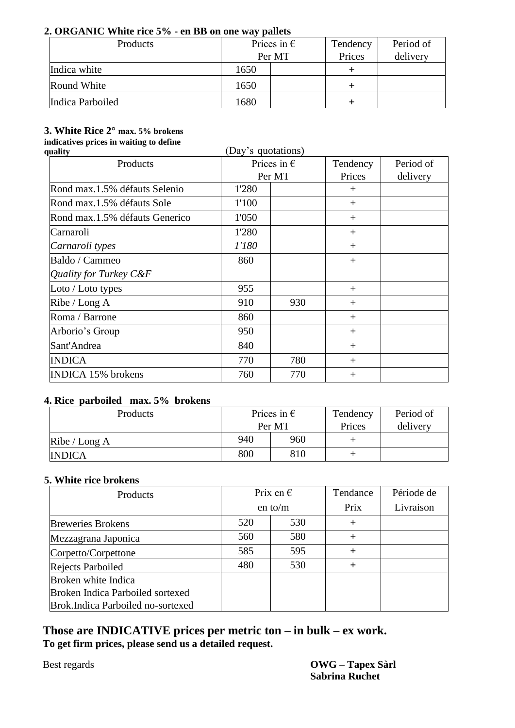**2. ORGANIC White rice 5% - en BB on one way pallets**

| Products | Prices in € Per MT | | Tendency Prices | Period of delivery |
|---|---|---|---|---|
| Indica white | 1650 | | + | |
| Round White | 1650 | | + | |
| Indica Parboiled | 1680 | | + | |

**3. White Rice 2° max. 5% brokens**
**indicatives prices in waiting to define quality**

(Day's quotations)

| Products | Prices in € Per MT | | Tendency Prices | Period of delivery |
|---|---|---|---|---|
| Rond max.1.5% défauts Selenio | 1'280 | | + | |
| Rond max.1.5% défauts Sole | 1'100 | | + | |
| Rond max.1.5% défauts Generico | 1'050 | | + | |
| Carnaroli | 1'280 | | + | |
| *Carnaroli types* | *1'180* | | + | |
| Baldo / Cammeo *Quality for Turkey C&F* | 860 | | + | |
| Loto / Loto types | 955 | | + | |
| Ribe / Long A | 910 | 930 | + | |
| Roma / Barrone | 860 | | + | |
| Arborio's Group | 950 | | + | |
| Sant'Andrea | 840 | | + | |
| INDICA | 770 | 780 | + | |
| INDICA 15% brokens | 760 | 770 | + | |

**4. Rice parboiled max. 5% brokens**

| Products | Prices in € Per MT | | Tendency Prices | Period of delivery |
|---|---|---|---|---|
| Ribe / Long A | 940 | 960 | + | |
| INDICA | 800 | 810 | + | |

**5. White rice brokens**

| Products | Prix en € en to/m | | Tendance Prix | Période de Livraison |
|---|---|---|---|---|
| Breweries Brokens | 520 | 530 | + | |
| Mezzagrana Japonica | 560 | 580 | + | |
| Corpetto/Corpettone | 585 | 595 | + | |
| Rejects Parboiled | 480 | 530 | + | |
| Broken white Indica<br>Broken Indica Parboiled sortexed<br>Brok.Indica Parboiled no-sortexed | | | | |

**Those are INDICATIVE prices per metric ton – in bulk – ex work.**
**To get firm prices, please send us a detailed request.**

Best regards

**OWG – Tapex Sàrl**
**Sabrina Ruchet**